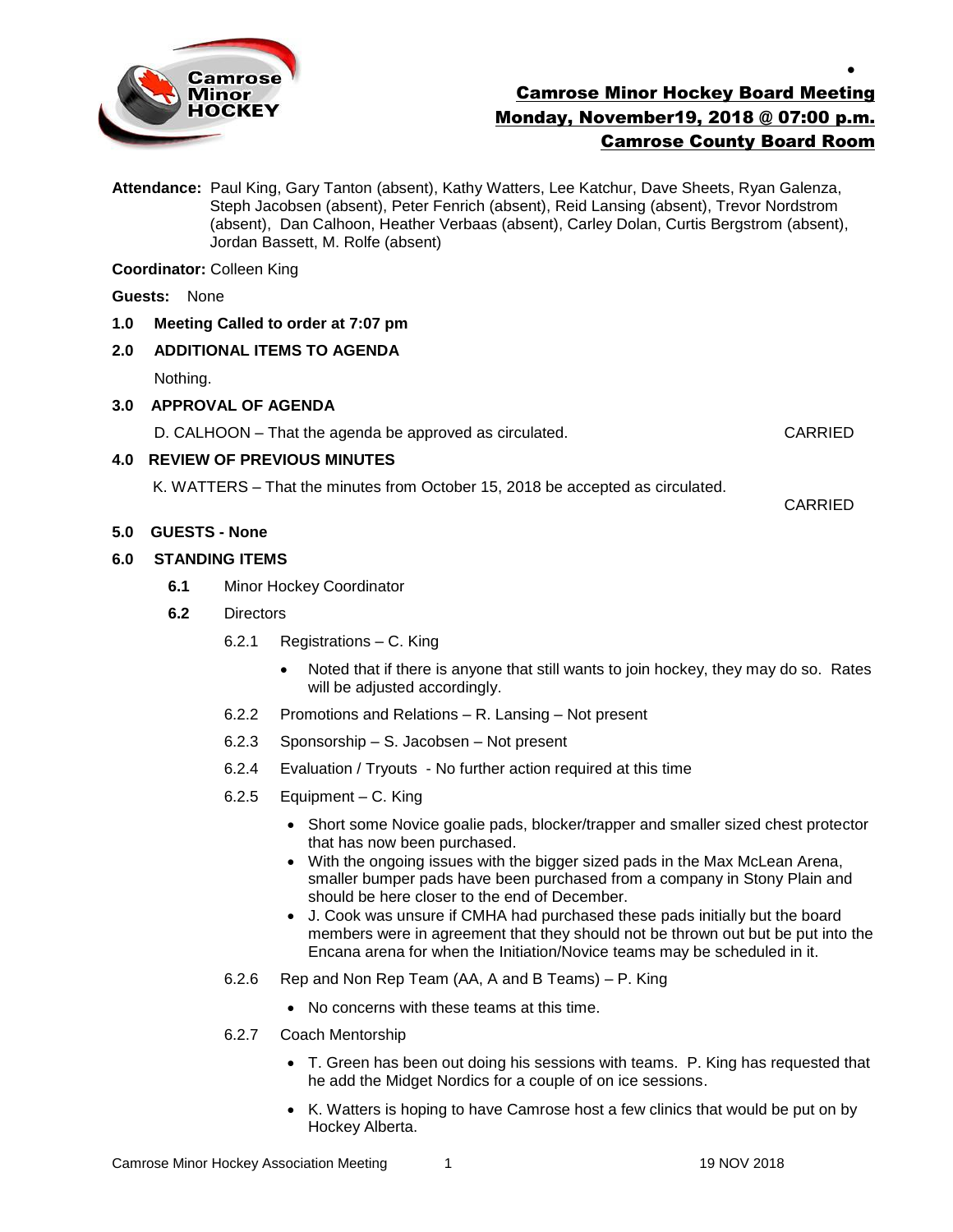# Camrose Minor Hockey Board Meeting
## Monday, November19, 2018 @ 07:00 p.m.
## Camrose County Board Room

**Attendance:** Paul King, Gary Tanton (absent), Kathy Watters, Lee Katchur, Dave Sheets, Ryan Galenza, Steph Jacobsen (absent), Peter Fenrich (absent), Reid Lansing (absent), Trevor Nordstrom (absent), Dan Calhoon, Heather Verbaas (absent), Carley Dolan, Curtis Bergstrom (absent), Jordan Bassett, M. Rolfe (absent)

**Coordinator:** Colleen King

**Guests:** None

**1.0 Meeting Called to order at 7:07 pm**

**2.0 ADDITIONAL ITEMS TO AGENDA**

Nothing.

**3.0 APPROVAL OF AGENDA**

D. CALHOON – That the agenda be approved as circulated. CARRIED

**4.0 REVIEW OF PREVIOUS MINUTES**

K. WATTERS – That the minutes from October 15, 2018 be accepted as circulated.

CARRIED

**5.0 GUESTS - None**

**6.0 STANDING ITEMS**

**6.1** Minor Hockey Coordinator

**6.2** Directors

6.2.1 Registrations – C. King

- Noted that if there is anyone that still wants to join hockey, they may do so. Rates will be adjusted accordingly.

6.2.2 Promotions and Relations – R. Lansing – Not present

6.2.3 Sponsorship – S. Jacobsen – Not present

6.2.4 Evaluation / Tryouts - No further action required at this time

6.2.5 Equipment – C. King

- Short some Novice goalie pads, blocker/trapper and smaller sized chest protector that has now been purchased.
- With the ongoing issues with the bigger sized pads in the Max McLean Arena, smaller bumper pads have been purchased from a company in Stony Plain and should be here closer to the end of December.
- J. Cook was unsure if CMHA had purchased these pads initially but the board members were in agreement that they should not be thrown out but be put into the Encana arena for when the Initiation/Novice teams may be scheduled in it.

6.2.6 Rep and Non Rep Team (AA, A and B Teams) – P. King

- No concerns with these teams at this time.

6.2.7 Coach Mentorship

- T. Green has been out doing his sessions with teams. P. King has requested that he add the Midget Nordics for a couple of on ice sessions.
- K. Watters is hoping to have Camrose host a few clinics that would be put on by Hockey Alberta.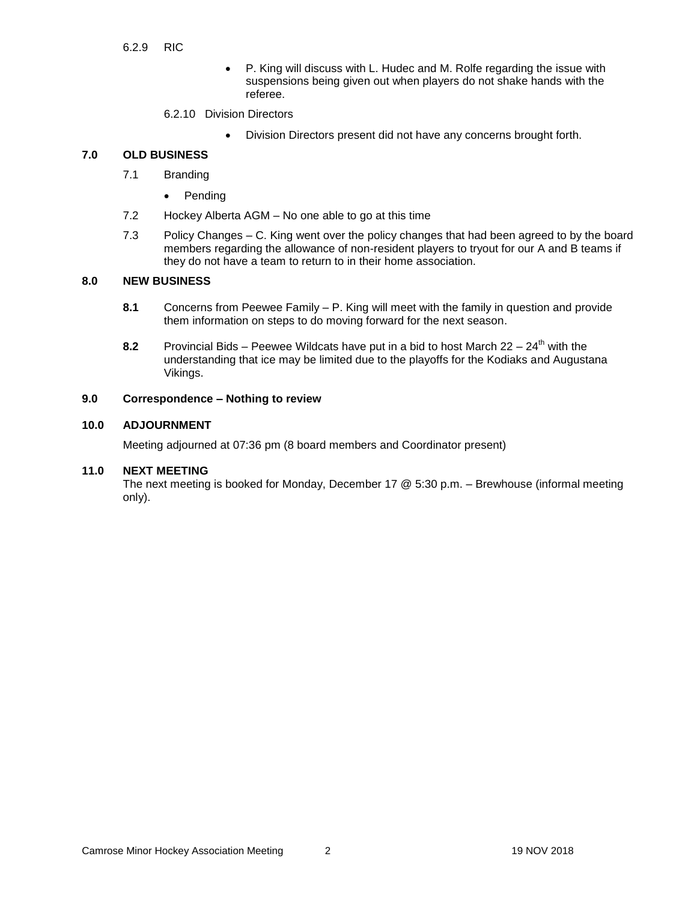6.2.9 RIC

- P. King will discuss with L. Hudec and M. Rolfe regarding the issue with suspensions being given out when players do not shake hands with the referee.

6.2.10 Division Directors

- Division Directors present did not have any concerns brought forth.

## 7.0 OLD BUSINESS

7.1 Branding

- Pending

7.2 Hockey Alberta AGM – No one able to go at this time

7.3 Policy Changes – C. King went over the policy changes that had been agreed to by the board members regarding the allowance of non-resident players to tryout for our A and B teams if they do not have a team to return to in their home association.

## 8.0 NEW BUSINESS

**8.1** Concerns from Peewee Family – P. King will meet with the family in question and provide them information on steps to do moving forward for the next season.

**8.2** Provincial Bids – Peewee Wildcats have put in a bid to host March 22 – 24th with the understanding that ice may be limited due to the playoffs for the Kodiaks and Augustana Vikings.

## 9.0 Correspondence – Nothing to review

## 10.0 ADJOURNMENT

Meeting adjourned at 07:36 pm (8 board members and Coordinator present)

## 11.0 NEXT MEETING

The next meeting is booked for Monday, December 17 @ 5:30 p.m. – Brewhouse (informal meeting only).